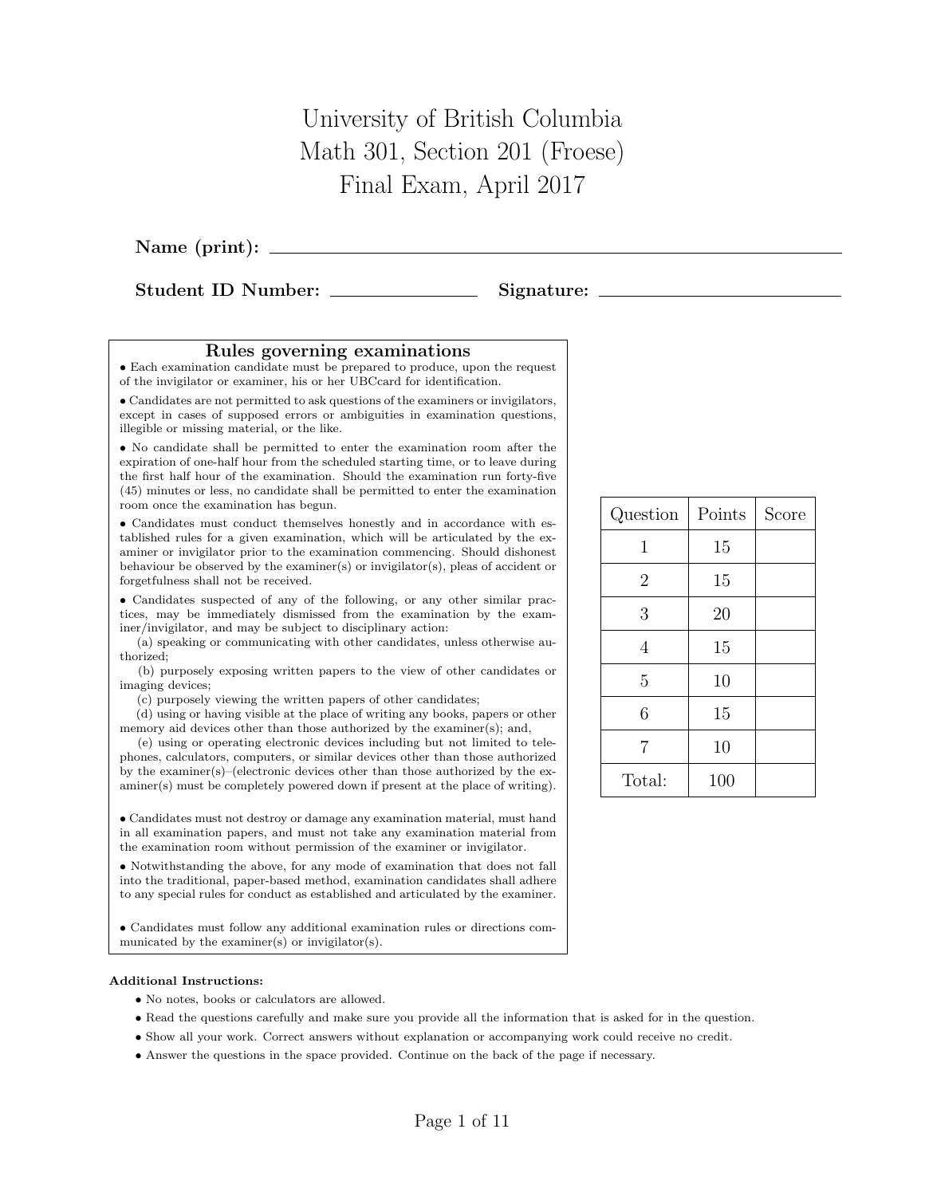# University of British Columbia
# Math 301, Section 201 (Froese)
# Final Exam, April 2017

**Name (print):** ____________________

**Student ID Number:** ____________ **Signature:** ____________________

## Rules governing examinations

- Each examination candidate must be prepared to produce, upon the request of the invigilator or examiner, his or her UBCcard for identification.
- Candidates are not permitted to ask questions of the examiners or invigilators, except in cases of supposed errors or ambiguities in examination questions, illegible or missing material, or the like.
- No candidate shall be permitted to enter the examination room after the expiration of one-half hour from the scheduled starting time, or to leave during the first half hour of the examination. Should the examination run forty-five (45) minutes or less, no candidate shall be permitted to enter the examination room once the examination has begun.
- Candidates must conduct themselves honestly and in accordance with established rules for a given examination, which will be articulated by the examiner or invigilator prior to the examination commencing. Should dishonest behaviour be observed by the examiner(s) or invigilator(s), pleas of accident or forgetfulness shall not be received.
- Candidates suspected of any of the following, or any other similar practices, may be immediately dismissed from the examination by the examiner/invigilator, and may be subject to disciplinary action:
  (a) speaking or communicating with other candidates, unless otherwise authorized;
  (b) purposely exposing written papers to the view of other candidates or imaging devices;
  (c) purposely viewing the written papers of other candidates;
  (d) using or having visible at the place of writing any books, papers or other memory aid devices other than those authorized by the examiner(s); and,
  (e) using or operating electronic devices including but not limited to telephones, calculators, computers, or similar devices other than those authorized by the examiner(s)–(electronic devices other than those authorized by the examiner(s) must be completely powered down if present at the place of writing).
- Candidates must not destroy or damage any examination material, must hand in all examination papers, and must not take any examination material from the examination room without permission of the examiner or invigilator.
- Notwithstanding the above, for any mode of examination that does not fall into the traditional, paper-based method, examination candidates shall adhere to any special rules for conduct as established and articulated by the examiner.
- Candidates must follow any additional examination rules or directions communicated by the examiner(s) or invigilator(s).

| Question | Points | Score |
|---|---|---|
| 1 | 15 | |
| 2 | 15 | |
| 3 | 20 | |
| 4 | 15 | |
| 5 | 10 | |
| 6 | 15 | |
| 7 | 10 | |
| Total: | 100 | |

**Additional Instructions:**

- No notes, books or calculators are allowed.
- Read the questions carefully and make sure you provide all the information that is asked for in the question.
- Show all your work. Correct answers without explanation or accompanying work could receive no credit.
- Answer the questions in the space provided. Continue on the back of the page if necessary.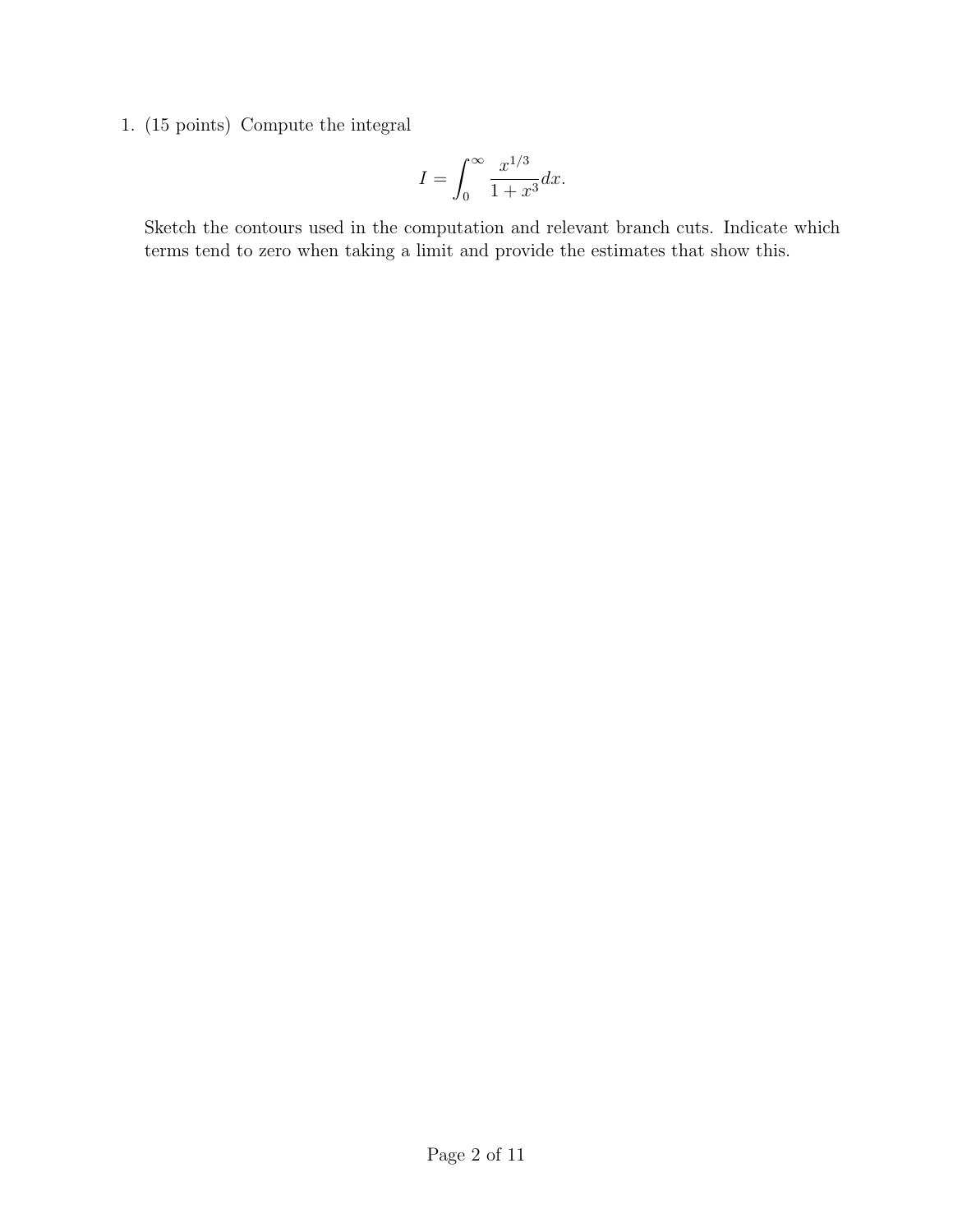1. (15 points) Compute the integral

$$I = \int_0^\infty \frac{x^{1/3}}{1+x^3} dx.$$

Sketch the contours used in the computation and relevant branch cuts. Indicate which terms tend to zero when taking a limit and provide the estimates that show this.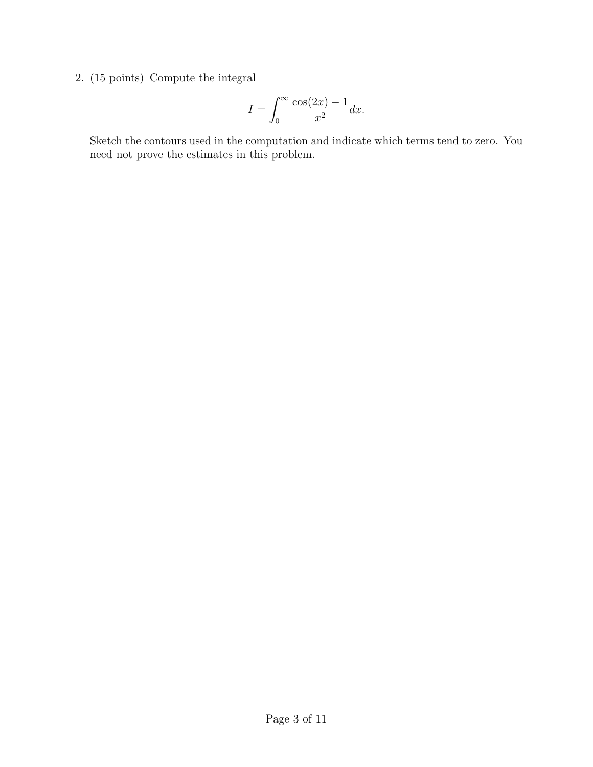2. (15 points) Compute the integral

$$I = \int_0^\infty \frac{\cos(2x) - 1}{x^2} dx.$$

Sketch the contours used in the computation and indicate which terms tend to zero. You need not prove the estimates in this problem.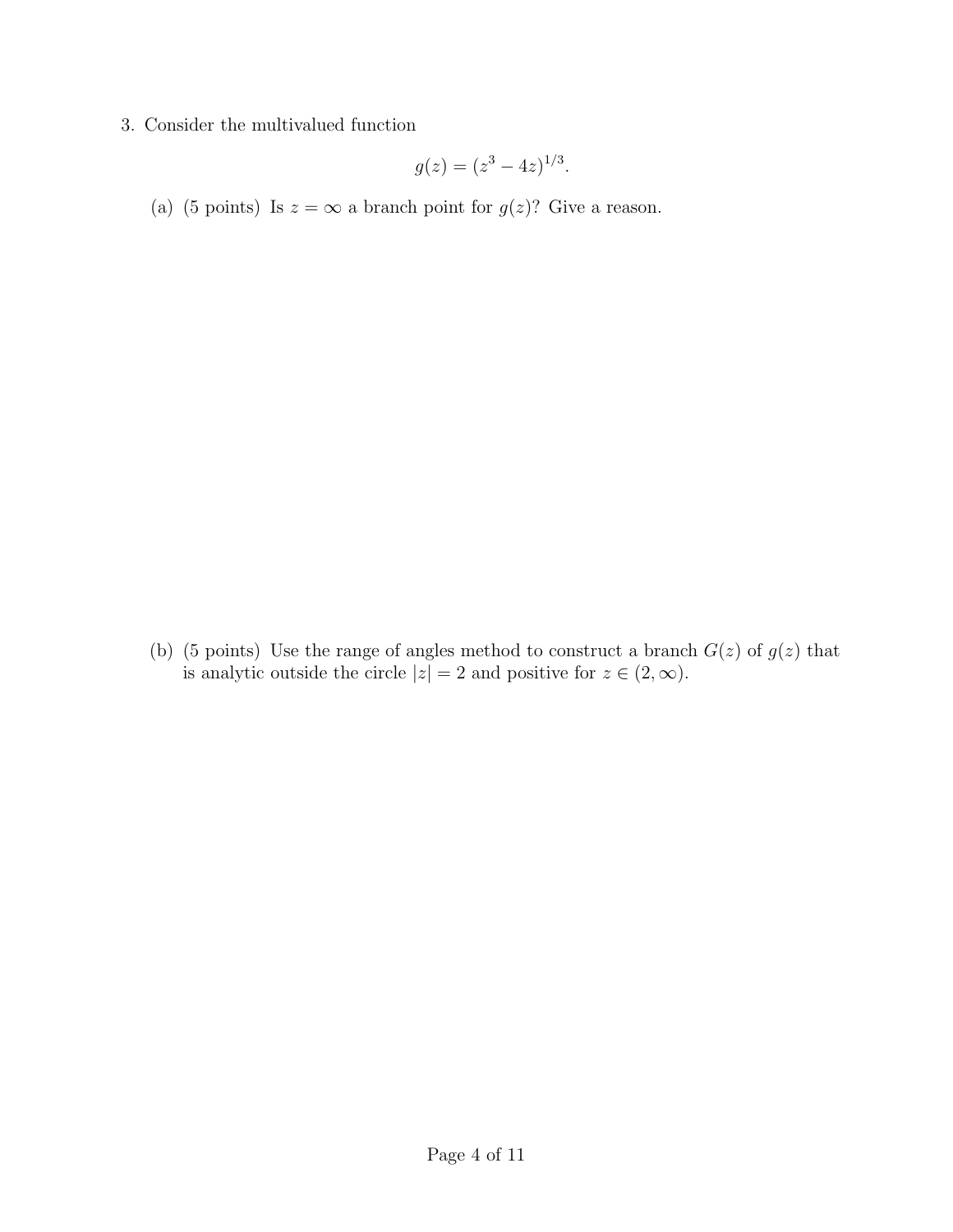3. Consider the multivalued function

$$g(z) = (z^3 - 4z)^{1/3}.$$

(a) (5 points) Is $z = \infty$ a branch point for $g(z)$? Give a reason.

(b) (5 points) Use the range of angles method to construct a branch $G(z)$ of $g(z)$ that is analytic outside the circle $|z| = 2$ and positive for $z \in (2, \infty)$.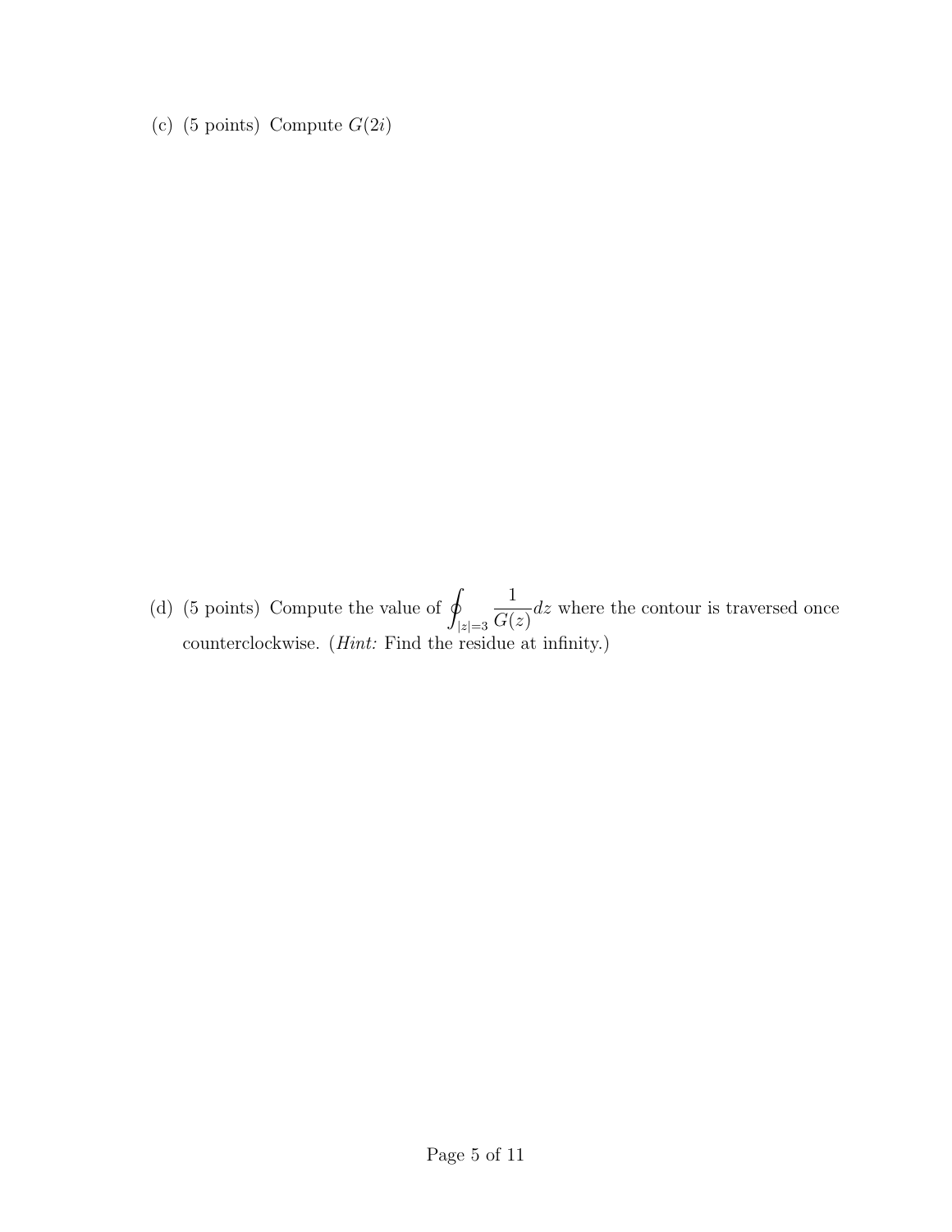(c) (5 points) Compute $G(2i)$

(d) (5 points) Compute the value of $\oint_{|z|=3} \frac{1}{G(z)} dz$ where the contour is traversed once counterclockwise. (*Hint:* Find the residue at infinity.)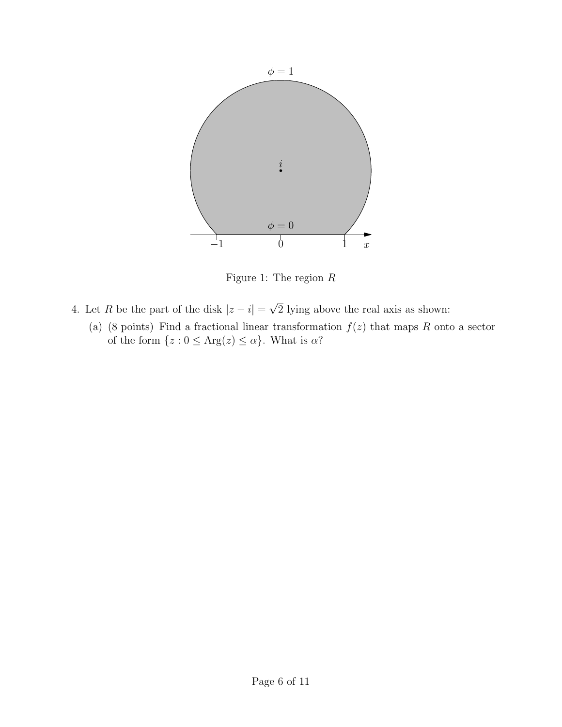Figure 1: The region $R$

4. Let $R$ be the part of the disk $|z - i| = \sqrt{2}$ lying above the real axis as shown:

   (a) (8 points) Find a fractional linear transformation $f(z)$ that maps $R$ onto a sector of the form $\{z : 0 \leq \text{Arg}(z) \leq \alpha\}$. What is $\alpha$?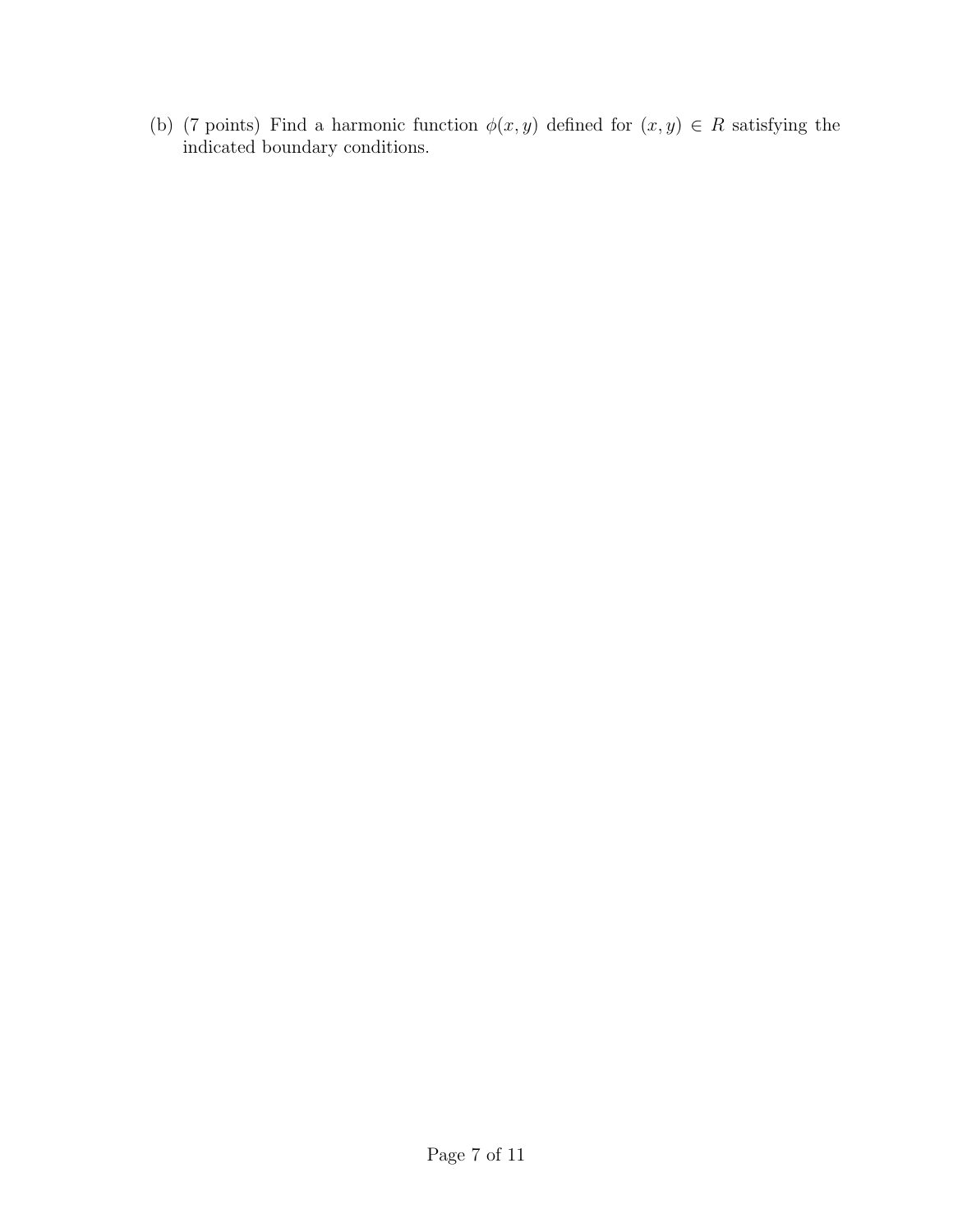(b) (7 points) Find a harmonic function $\phi(x, y)$ defined for $(x, y) \in R$ satisfying the indicated boundary conditions.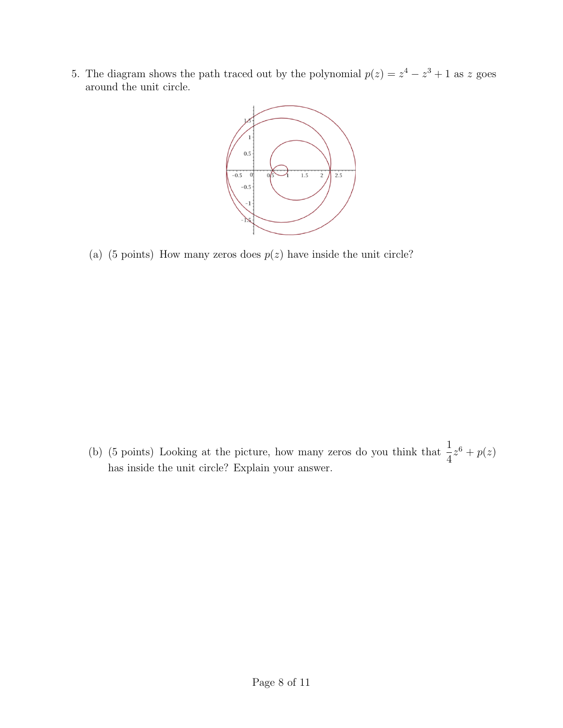5. The diagram shows the path traced out by the polynomial $p(z) = z^4 - z^3 + 1$ as $z$ goes around the unit circle.

   (a) (5 points) How many zeros does $p(z)$ have inside the unit circle?

   (b) (5 points) Looking at the picture, how many zeros do you think that $\frac{1}{4}z^6 + p(z)$ has inside the unit circle? Explain your answer.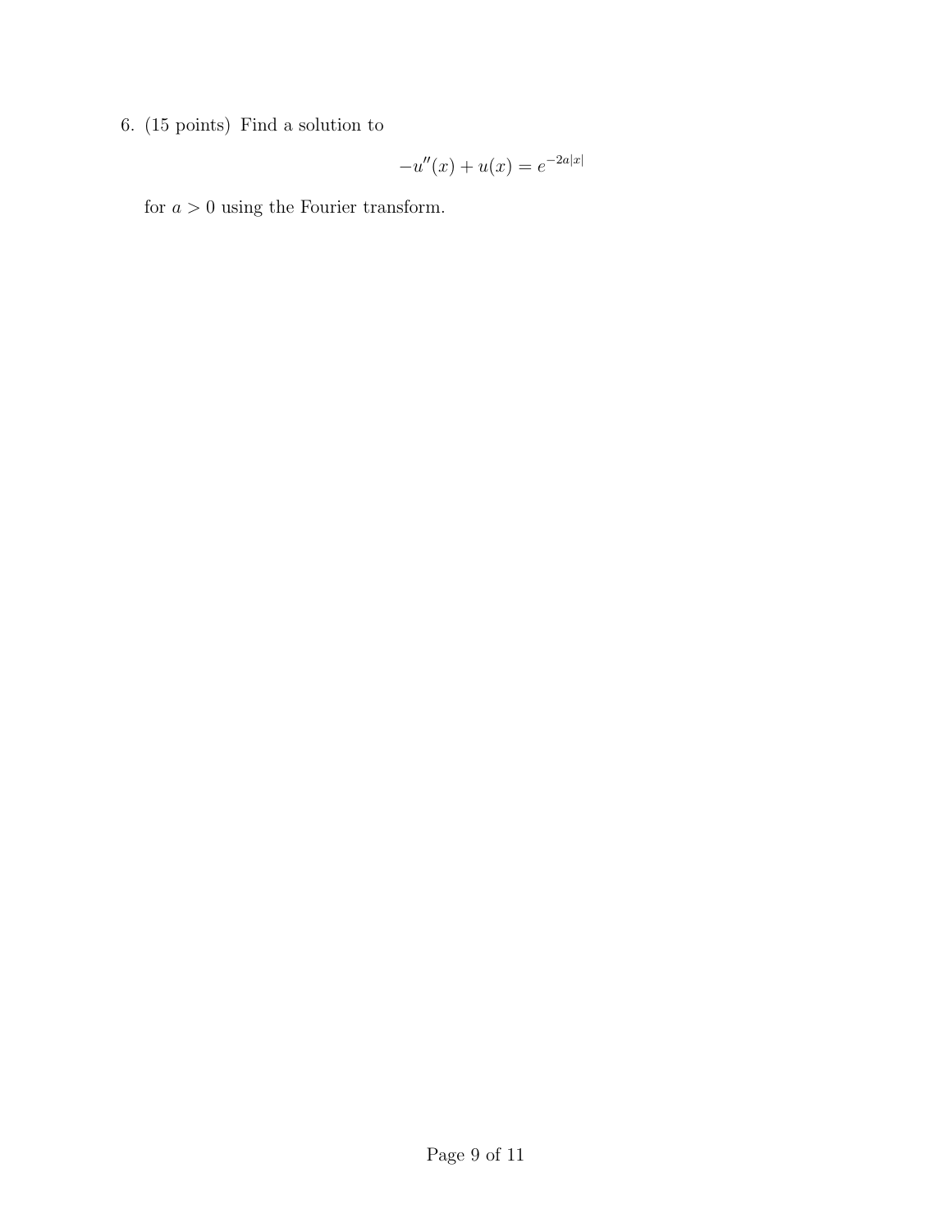6. (15 points) Find a solution to

$$-u''(x) + u(x) = e^{-2a|x|}$$

for $a > 0$ using the Fourier transform.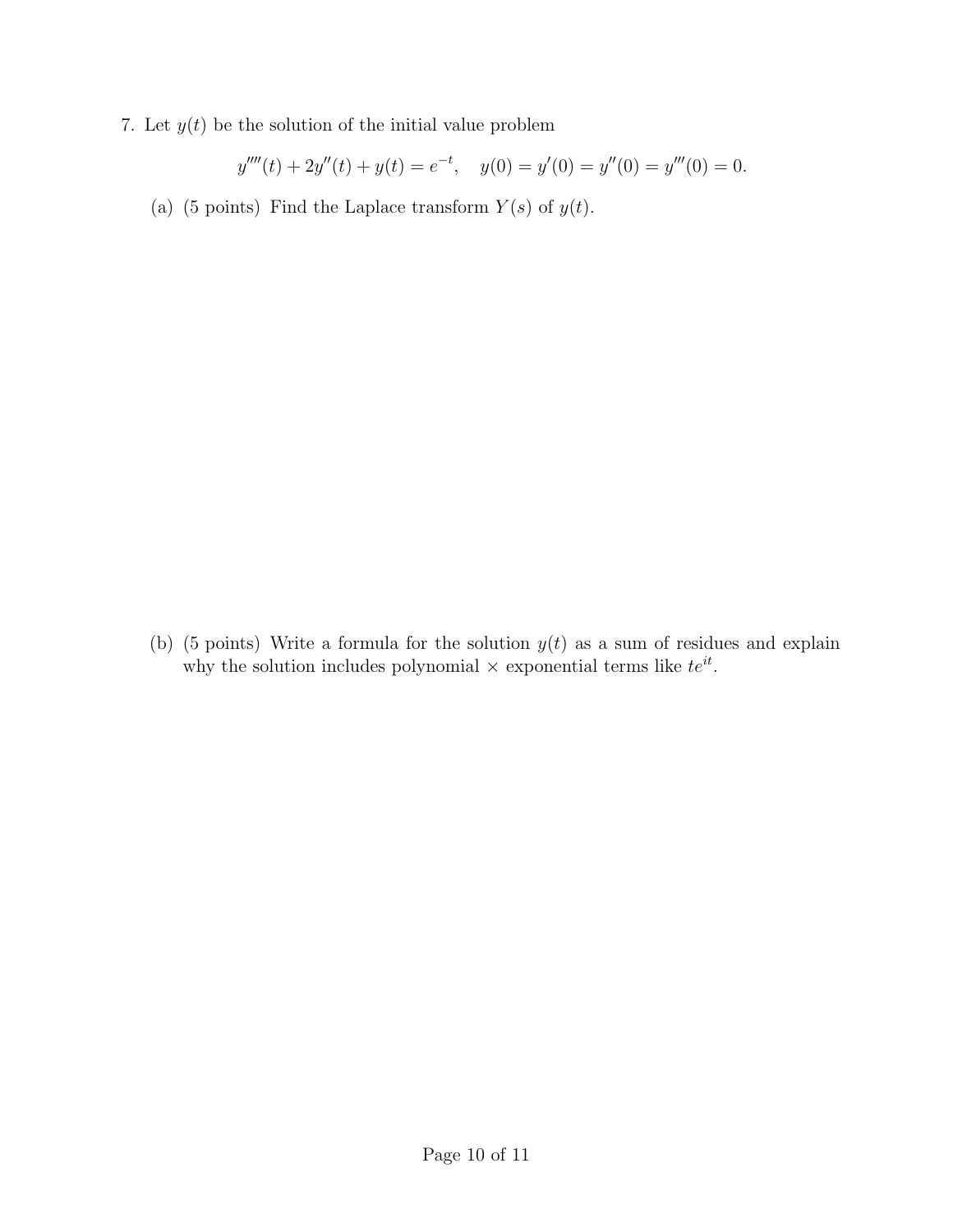7. Let $y(t)$ be the solution of the initial value problem

$$y''''(t) + 2y''(t) + y(t) = e^{-t}, \quad y(0) = y'(0) = y''(0) = y'''(0) = 0.$$

(a) (5 points) Find the Laplace transform $Y(s)$ of $y(t)$.

(b) (5 points) Write a formula for the solution $y(t)$ as a sum of residues and explain why the solution includes polynomial $\times$ exponential terms like $te^{it}$.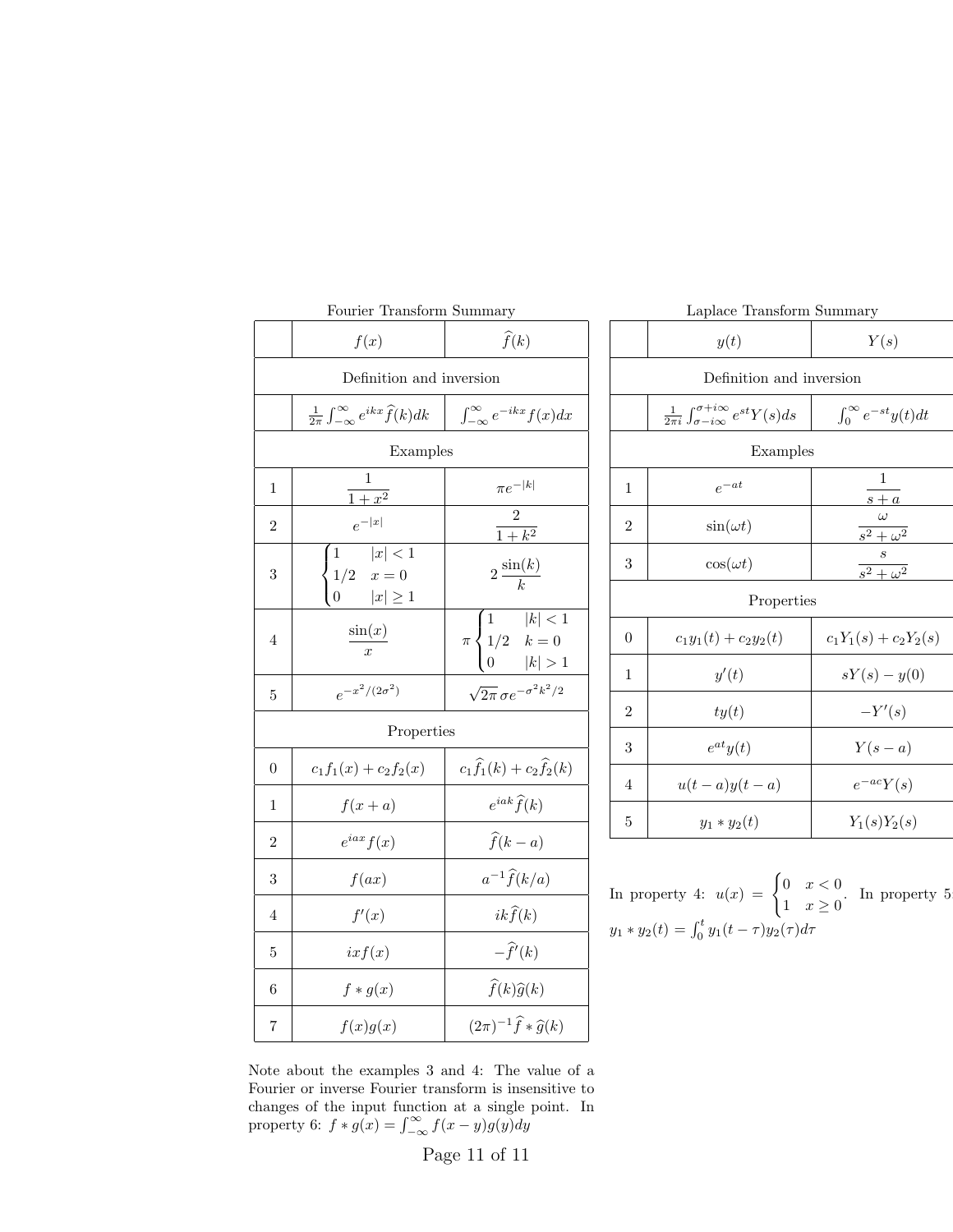Fourier Transform Summary

| | $f(x)$ | $\widehat{f}(k)$ |
|---|---|---|
| Definition and inversion | | |
| | $\frac{1}{2\pi}\int_{-\infty}^{\infty} e^{ikx}\widehat{f}(k)dk$ | $\int_{-\infty}^{\infty} e^{-ikx}f(x)dx$ |
| Examples | | |
| 1 | $\dfrac{1}{1+x^2}$ | $\pi e^{-\lvert k\rvert}$ |
| 2 | $e^{-\lvert x\rvert}$ | $\dfrac{2}{1+k^2}$ |
| 3 | $\begin{cases} 1 & \lvert x\rvert < 1 \\ 1/2 & x = 0 \\ 0 & \lvert x\rvert \geq 1 \end{cases}$ | $2\,\dfrac{\sin(k)}{k}$ |
| 4 | $\dfrac{\sin(x)}{x}$ | $\pi \begin{cases} 1 & \lvert k\rvert < 1 \\ 1/2 & k = 0 \\ 0 & \lvert k\rvert > 1 \end{cases}$ |
| 5 | $e^{-x^2/(2\sigma^2)}$ | $\sqrt{2\pi}\,\sigma e^{-\sigma^2 k^2/2}$ |
| Properties | | |
| 0 | $c_1 f_1(x) + c_2 f_2(x)$ | $c_1 \widehat{f}_1(k) + c_2 \widehat{f}_2(k)$ |
| 1 | $f(x+a)$ | $e^{iak}\widehat{f}(k)$ |
| 2 | $e^{iax}f(x)$ | $\widehat{f}(k-a)$ |
| 3 | $f(ax)$ | $a^{-1}\widehat{f}(k/a)$ |
| 4 | $f'(x)$ | $ik\widehat{f}(k)$ |
| 5 | $ixf(x)$ | $-\widehat{f}'(k)$ |
| 6 | $f * g(x)$ | $\widehat{f}(k)\widehat{g}(k)$ |
| 7 | $f(x)g(x)$ | $(2\pi)^{-1}\widehat{f} * \widehat{g}(k)$ |

Note about the examples 3 and 4: The value of a Fourier or inverse Fourier transform is insensitive to changes of the input function at a single point. In property 6: $f * g(x) = \int_{-\infty}^{\infty} f(x-y)g(y)dy$

Laplace Transform Summary

| | $y(t)$ | $Y(s)$ |
|---|---|---|
| Definition and inversion | | |
| | $\frac{1}{2\pi i}\int_{\sigma - i\infty}^{\sigma + i\infty} e^{st}Y(s)ds$ | $\int_0^{\infty} e^{-st}y(t)dt$ |
| Examples | | |
| 1 | $e^{-at}$ | $\dfrac{1}{s+a}$ |
| 2 | $\sin(\omega t)$ | $\dfrac{\omega}{s^2+\omega^2}$ |
| 3 | $\cos(\omega t)$ | $\dfrac{s}{s^2+\omega^2}$ |
| Properties | | |
| 0 | $c_1 y_1(t) + c_2 y_2(t)$ | $c_1 Y_1(s) + c_2 Y_2(s)$ |
| 1 | $y'(t)$ | $sY(s) - y(0)$ |
| 2 | $ty(t)$ | $-Y'(s)$ |
| 3 | $e^{at}y(t)$ | $Y(s-a)$ |
| 4 | $u(t-a)y(t-a)$ | $e^{-ac}Y(s)$ |
| 5 | $y_1 * y_2(t)$ | $Y_1(s)Y_2(s)$ |

In property 4: $u(x) = \begin{cases} 0 & x < 0 \\ 1 & x \geq 0 \end{cases}$. In property 5: $y_1 * y_2(t) = \int_0^t y_1(t-\tau)y_2(\tau)d\tau$